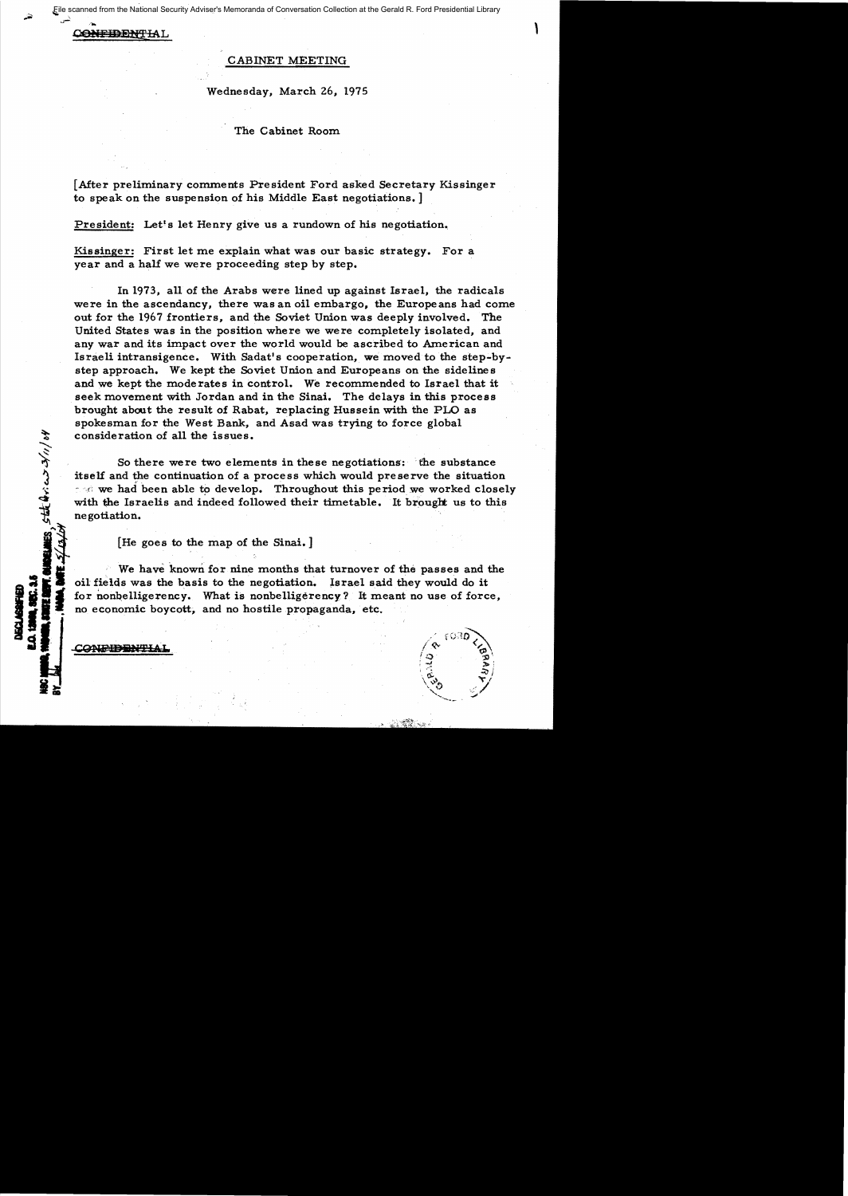CONFIDENTIAL

CABINET MEETING

Wednesday, March 26, 1975

The Cabinet Room

[After preliminary comments President Ford asked Secretary Kissinger to speak on the suspension of his Middle East negotiations.]

President: Let's let Henry give us a rundown of his negotiation.

Kissinger: First let me explain what was our basic strategy. For a year and a half we were proceeding step by step.

In 1973, all of the Arabs were lined up against Israel, the radicals were in the ascendancy, there was an oil embargo, the Europeans had come out for the 1967 frontiers, and the Soviet Union was deeply involved. The United States was in the position where we were completely isolated, and any war and its impact over the world would be ascribed to American and Israeli intransigence. With Sadat's cooperation, we moved to the step-by-step approach. We kept the Soviet Union and Europeans on the sidelines and we kept the moderates in control. We recommended to Israel that it seek movement with Jordan and in the Sinai. The delays in this process brought about the result of Rabat, replacing Hussein with the PLO as spokesman for the West Bank, and Asad was trying to force global consideration of all the issues.

So there were two elements in these negotiations: the substance itself and the continuation of a process which would preserve the situation we had been able to develop. Throughout this period we worked closely with the Israelis and indeed followed their timetable. It brought us to this negotiation.

[He goes to the map of the Sinai.]

We have known for nine months that turnover of the passes and the oil fields was the basis to the negotiation. Israel said they would do it for nonbelligerency. What is nonbelligerency? It meant no use of force, no economic boycott, and no hostile propaganda, etc.

CONFIDENTIAL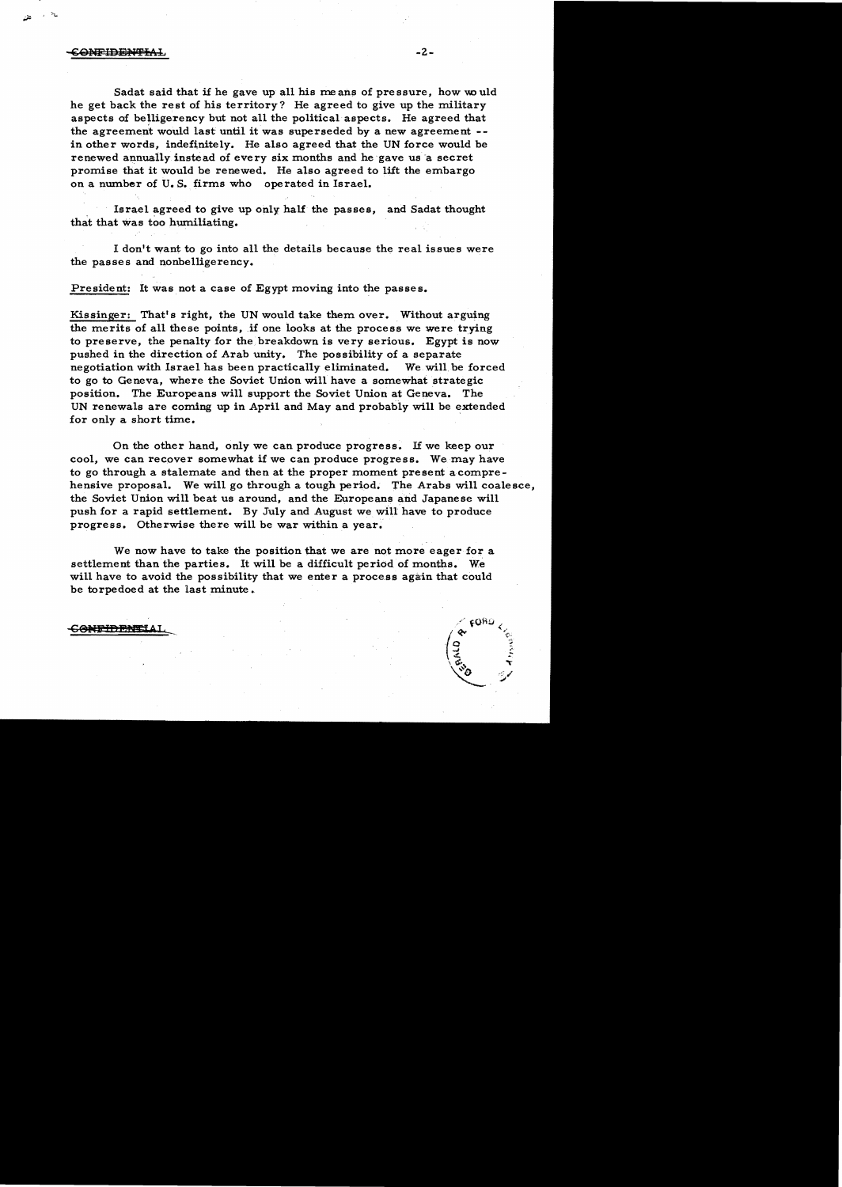Sadat said that if he gave up all his means of pressure, how would he get back the rest of his territory? He agreed to give up the military aspects of belligerency but not all the political aspects. He agreed that the agreement would last until it was superseded by a new agreement -- in other words, indefinitely. He also agreed that the UN force would be renewed annually instead of every six months and he gave us a secret promise that it would be renewed. He also agreed to lift the embargo on a number of U.S. firms who operated in Israel.

Israel agreed to give up only half the passes, and Sadat thought that that was too humiliating.

I don't want to go into all the details because the real issues were the passes and nonbelligerency.

President: It was not a case of Egypt moving into the passes.

Kissinger: That's right, the UN would take them over. Without arguing the merits of all these points, if one looks at the process we were trying to preserve, the penalty for the breakdown is very serious. Egypt is now pushed in the direction of Arab unity. The possibility of a separate negotiation with Israel has been practically eliminated. We will be forced to go to Geneva, where the Soviet Union will have a somewhat strategic position. The Europeans will support the Soviet Union at Geneva. The UN renewals are coming up in April and May and probably will be extended for only a short time.

On the other hand, only we can produce progress. If we keep our cool, we can recover somewhat if we can produce progress. We may have to go through a stalemate and then at the proper moment present a comprehensive proposal. We will go through a tough period. The Arabs will coalesce, the Soviet Union will beat us around, and the Europeans and Japanese will push for a rapid settlement. By July and August we will have to produce progress. Otherwise there will be war within a year.

We now have to take the position that we are not more eager for a settlement than the parties. It will be a difficult period of months. We will have to avoid the possibility that we enter a process again that could be torpedoed at the last minute.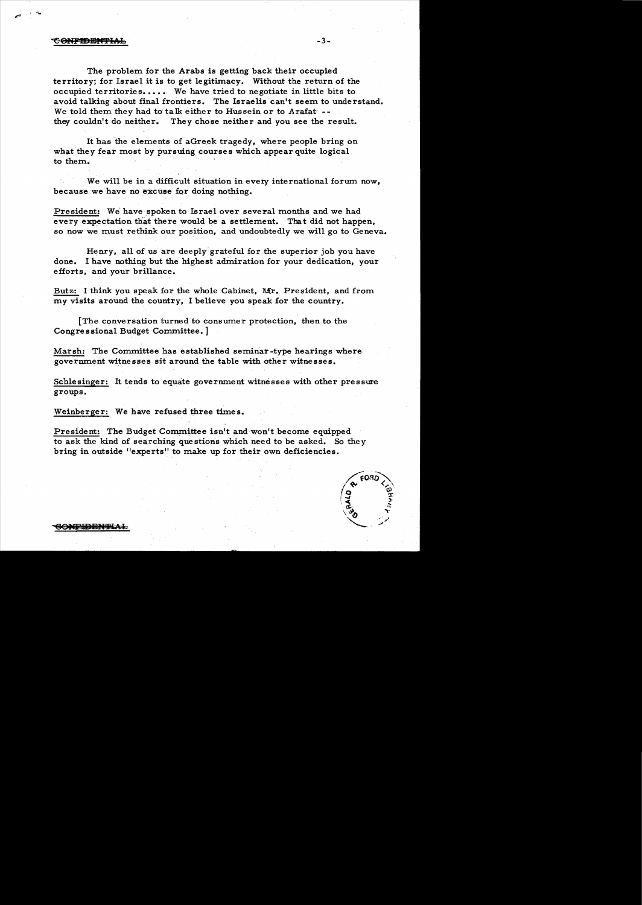The problem for the Arabs is getting back their occupied territory; for Israel it is to get legitimacy. Without the return of the occupied territories..... We have tried to negotiate in little bits to avoid talking about final frontiers. The Israelis can't seem to understand. We told them they had to talk either to Hussein or to Arafat -- they couldn't do neither. They chose neither and you see the result.

It has the elements of aGreek tragedy, where people bring on what they fear most by pursuing courses which appear quite logical to them.

We will be in a difficult situation in every international forum now, because we have no excuse for doing nothing.

President: We have spoken to Israel over several months and we had every expectation that there would be a settlement. That did not happen, so now we must rethink our position, and undoubtedly we will go to Geneva.

Henry, all of us are deeply grateful for the superior job you have done. I have nothing but the highest admiration for your dedication, your efforts, and your brillance.

Butz: I think you speak for the whole Cabinet, Mr. President, and from my visits around the country, I believe you speak for the country.

[The conversation turned to consumer protection, then to the Congressional Budget Committee.]

Marsh: The Committee has established seminar-type hearings where government witnesses sit around the table with other witnesses.

Schlesinger: It tends to equate government witnesses with other pressure groups.

Weinberger: We have refused three times.

President: The Budget Committee isn't and won't become equipped to ask the kind of searching questions which need to be asked. So they bring in outside "experts" to make up for their own deficiencies.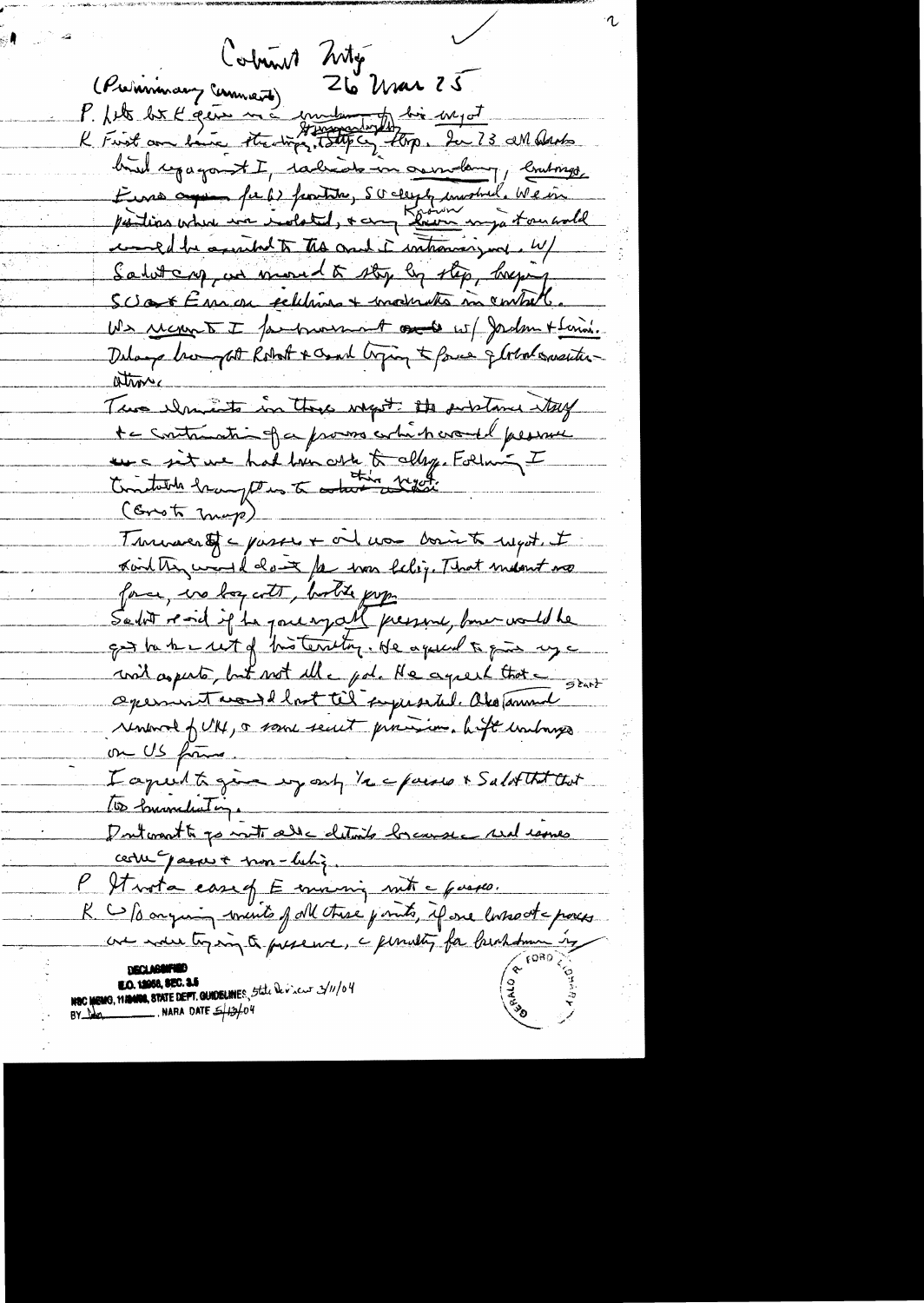Cabinet Mtg
(Preliminary comments) 26 Mar 75

P. Let both K give me rundown of his trip.

K. First am basic strategy, step by step. In 73 all Arabs but Egypt against I, radicals in ascendancy, embargo, Euro against us (?) frontier, SU deeply involved. We in position where we isolated, + any known major turn would [be] ascribed to Arabs and I intransigence. W/ Sadat coop, we moved to step by step, keeping SU + Euro on sidelines + moderates in control. We went to I for movement on w/ Jordan + Syria. Delays brought Rabat + Arab trying to force global negotiation.

Two elements in this trip: the substance itself + continuation of a process which would preserve our position we had been able to develop. Following I Cabinet brought us to abort this trip.

(Go to map)

Turnover of passes + oil was basic to trip. I said they would do it for non-belligerency. That meant no force, no boycott, hostile prop.

Sadat said if he gave up all pressure, there would be ~~gone~~ ~~a lot of~~ pressure to give up a lot of his territory. He agreed to give up certain aspects, but not all of it. He agreed that separate agreement would last til superseded. Also [agreed to] renewal of UN, + some secret provisions. Lift embargo on US firms.

I agreed to give up only 1/2 a passes + Sadat that that too humiliating.

Don't want to go into all details because real issues were passes + non-belligerency.

P. It was a case of E moving into a passes.

K. Of [?] arguing merits of all these points, if one looks at process we were trying to preserve, a penalty for breakdown is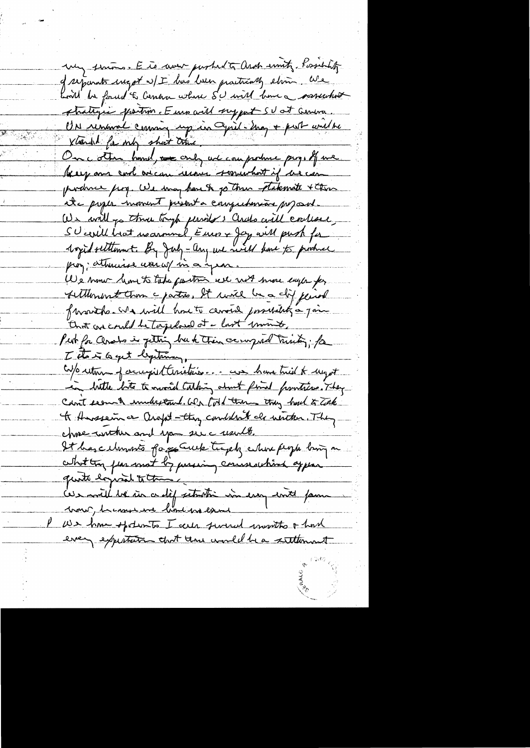very serious. E is now pushed to Arab unity. Possibility of separate negot w/ I has been practically elim. We will be forced to Geneva where SU will have a somewhat strategic position. Eur will support SU at Geneva. UN renewal coming up in April - Iraq + push will be extended for only short time.

On other hand, we can only produce prog. If we keep our cool we can recover somewhat if we can produce prog. We may have to go thru stalemate + then at proper moment present a comprehensive proposal. We will go thru tough periods: Arabs will coalesce, SU will beat us around, Eur + Jap will push for rapid settlement. By July - Any we will have to produce prog; otherwise war w/in a year.

We now have to take position we not more eager for settlement than parties. It will be a dif period for months. We will have to avoid possibility a year that we could be torpedoed at last minute.

Push for Arabs is getting back their occupied territory; for I it is to get legitimacy.

W/o return of occupied territories . . . we have tried to negot in little bits to avoid talking about final frontiers. They can't seem to understand. We told them they had to talk to Hussein or Arafat - they couldn't do either. They chose neither and you see a result.

It has elements of a Greek tragedy where people bring on what they fear most by pursuing courses which appear quite logical to them.

We will be in a dif situation in every world forum now, because we have no excuse.

P We have sputnik I over several months + had every expectation that there would be a settlement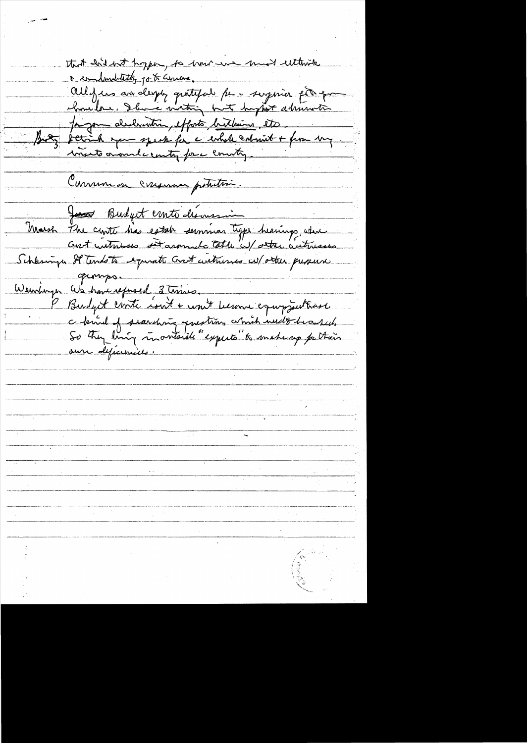that did not happen, so now we must ultimately & undoubtedly go to Geneva.

All of us are deeply grateful for a superior job you have done. I have nothing but highest admiration for your dedication, efforts, brilliance, etc.

Britz I think you speak for a whole country & for my visits around country for a country.

Common on consumer protection.

~~Jones~~ Budget cmte discussion

Marsh The cmte has estab seminar type hearings, where Govt witnesses sit around table w/ other witnesses

Schlesinger It tends to equate Govt witnesses w/ other pressure groups.

Weinberger We have refused 3 times.

P Budget cmte isn't & won't become equipped to ask a kind of searching questions which need to be asked. So they bring in outside "experts" to make up for their own deficiencies.